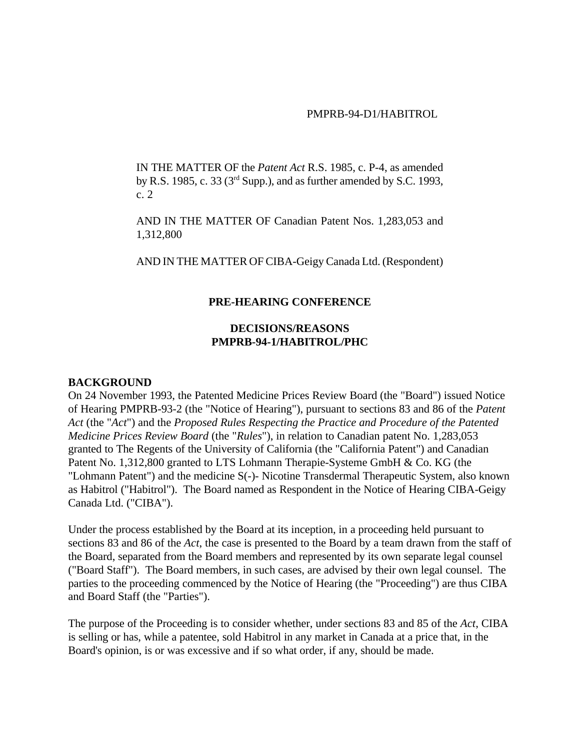PMPRB-94-D1/HABITROL

IN THE MATTER OF the *Patent Act* R.S. 1985, c. P-4, as amended by R.S. 1985, c. 33 (3rd Supp.), and as further amended by S.C. 1993, c. 2

AND IN THE MATTER OF Canadian Patent Nos. 1,283,053 and 1,312,800

AND IN THE MATTER OF CIBA-Geigy Canada Ltd. (Respondent)

**PRE-HEARING CONFERENCE**

**DECISIONS/REASONS**
**PMPRB-94-1/HABITROL/PHC**

## BACKGROUND

On 24 November 1993, the Patented Medicine Prices Review Board (the "Board") issued Notice of Hearing PMPRB-93-2 (the "Notice of Hearing"), pursuant to sections 83 and 86 of the *Patent Act* (the "*Act*") and the *Proposed Rules Respecting the Practice and Procedure of the Patented Medicine Prices Review Board* (the "*Rules*"), in relation to Canadian patent No. 1,283,053 granted to The Regents of the University of California (the "California Patent") and Canadian Patent No. 1,312,800 granted to LTS Lohmann Therapie-Systeme GmbH & Co. KG (the "Lohmann Patent") and the medicine S(-)- Nicotine Transdermal Therapeutic System, also known as Habitrol ("Habitrol"). The Board named as Respondent in the Notice of Hearing CIBA-Geigy Canada Ltd. ("CIBA").

Under the process established by the Board at its inception, in a proceeding held pursuant to sections 83 and 86 of the *Act*, the case is presented to the Board by a team drawn from the staff of the Board, separated from the Board members and represented by its own separate legal counsel ("Board Staff"). The Board members, in such cases, are advised by their own legal counsel. The parties to the proceeding commenced by the Notice of Hearing (the "Proceeding") are thus CIBA and Board Staff (the "Parties").

The purpose of the Proceeding is to consider whether, under sections 83 and 85 of the *Act*, CIBA is selling or has, while a patentee, sold Habitrol in any market in Canada at a price that, in the Board's opinion, is or was excessive and if so what order, if any, should be made.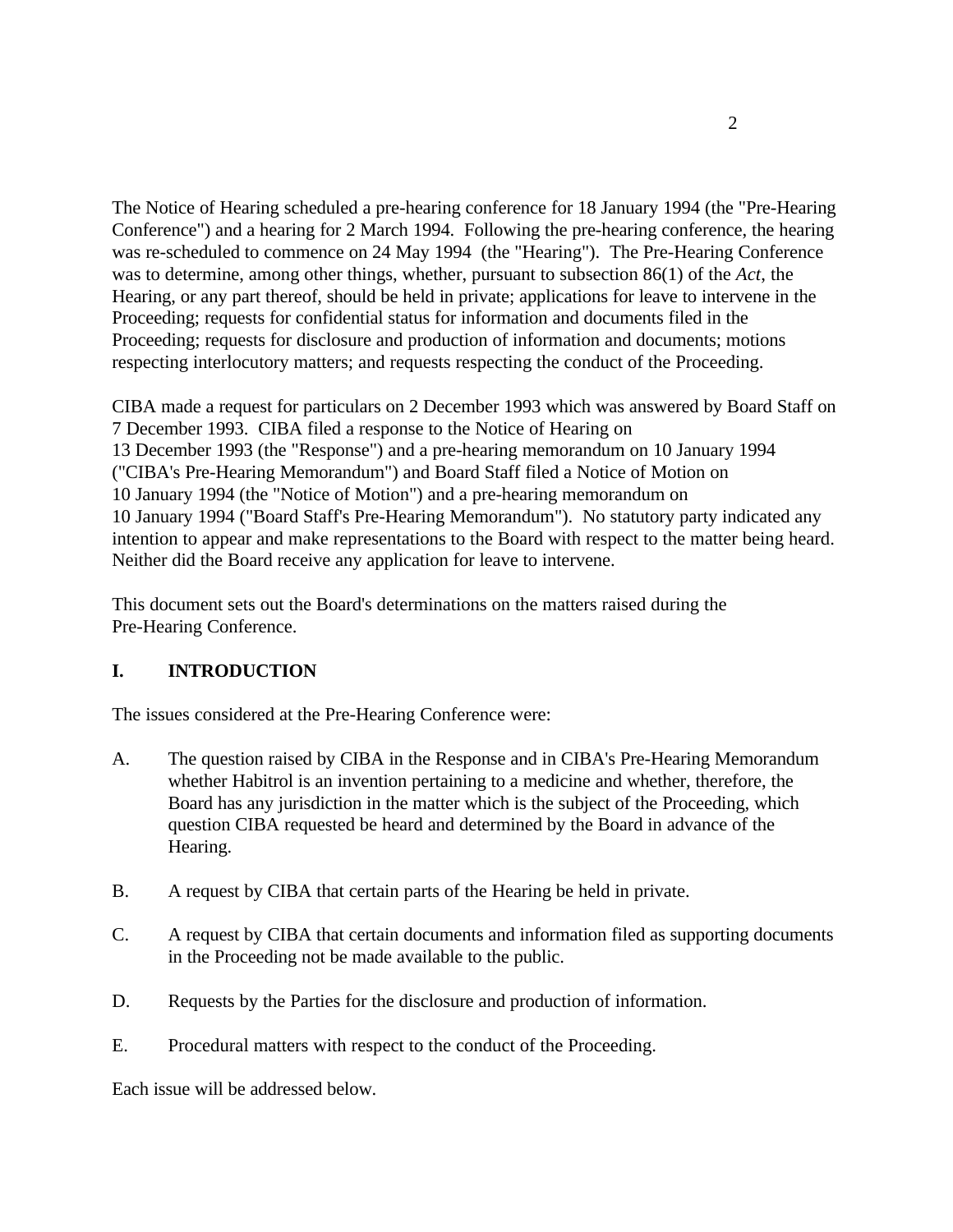The Notice of Hearing scheduled a pre-hearing conference for 18 January 1994 (the "Pre-Hearing Conference") and a hearing for 2 March 1994. Following the pre-hearing conference, the hearing was re-scheduled to commence on 24 May 1994 (the "Hearing"). The Pre-Hearing Conference was to determine, among other things, whether, pursuant to subsection 86(1) of the *Act*, the Hearing, or any part thereof, should be held in private; applications for leave to intervene in the Proceeding; requests for confidential status for information and documents filed in the Proceeding; requests for disclosure and production of information and documents; motions respecting interlocutory matters; and requests respecting the conduct of the Proceeding.

CIBA made a request for particulars on 2 December 1993 which was answered by Board Staff on 7 December 1993. CIBA filed a response to the Notice of Hearing on 13 December 1993 (the "Response") and a pre-hearing memorandum on 10 January 1994 ("CIBA's Pre-Hearing Memorandum") and Board Staff filed a Notice of Motion on 10 January 1994 (the "Notice of Motion") and a pre-hearing memorandum on 10 January 1994 ("Board Staff's Pre-Hearing Memorandum"). No statutory party indicated any intention to appear and make representations to the Board with respect to the matter being heard. Neither did the Board receive any application for leave to intervene.

This document sets out the Board's determinations on the matters raised during the Pre-Hearing Conference.

## I. INTRODUCTION

The issues considered at the Pre-Hearing Conference were:

A. The question raised by CIBA in the Response and in CIBA's Pre-Hearing Memorandum whether Habitrol is an invention pertaining to a medicine and whether, therefore, the Board has any jurisdiction in the matter which is the subject of the Proceeding, which question CIBA requested be heard and determined by the Board in advance of the Hearing.

B. A request by CIBA that certain parts of the Hearing be held in private.

C. A request by CIBA that certain documents and information filed as supporting documents in the Proceeding not be made available to the public.

D. Requests by the Parties for the disclosure and production of information.

E. Procedural matters with respect to the conduct of the Proceeding.

Each issue will be addressed below.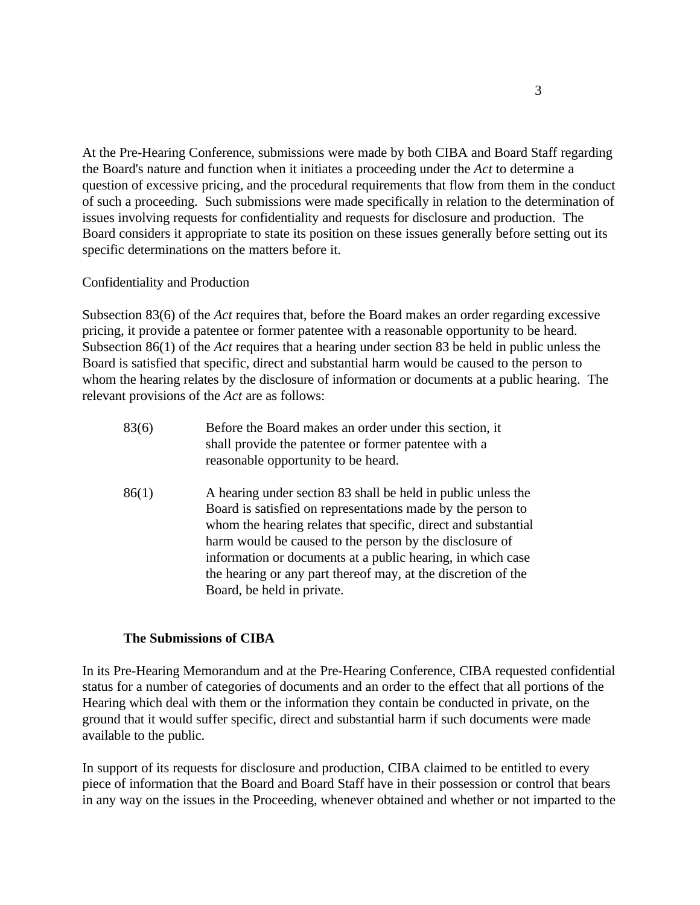At the Pre-Hearing Conference, submissions were made by both CIBA and Board Staff regarding the Board's nature and function when it initiates a proceeding under the *Act* to determine a question of excessive pricing, and the procedural requirements that flow from them in the conduct of such a proceeding. Such submissions were made specifically in relation to the determination of issues involving requests for confidentiality and requests for disclosure and production. The Board considers it appropriate to state its position on these issues generally before setting out its specific determinations on the matters before it.

Confidentiality and Production

Subsection 83(6) of the *Act* requires that, before the Board makes an order regarding excessive pricing, it provide a patentee or former patentee with a reasonable opportunity to be heard. Subsection 86(1) of the *Act* requires that a hearing under section 83 be held in public unless the Board is satisfied that specific, direct and substantial harm would be caused to the person to whom the hearing relates by the disclosure of information or documents at a public hearing. The relevant provisions of the *Act* are as follows:

> 83(6) Before the Board makes an order under this section, it shall provide the patentee or former patentee with a reasonable opportunity to be heard.
>
> 86(1) A hearing under section 83 shall be held in public unless the Board is satisfied on representations made by the person to whom the hearing relates that specific, direct and substantial harm would be caused to the person by the disclosure of information or documents at a public hearing, in which case the hearing or any part thereof may, at the discretion of the Board, be held in private.

**The Submissions of CIBA**

In its Pre-Hearing Memorandum and at the Pre-Hearing Conference, CIBA requested confidential status for a number of categories of documents and an order to the effect that all portions of the Hearing which deal with them or the information they contain be conducted in private, on the ground that it would suffer specific, direct and substantial harm if such documents were made available to the public.

In support of its requests for disclosure and production, CIBA claimed to be entitled to every piece of information that the Board and Board Staff have in their possession or control that bears in any way on the issues in the Proceeding, whenever obtained and whether or not imparted to the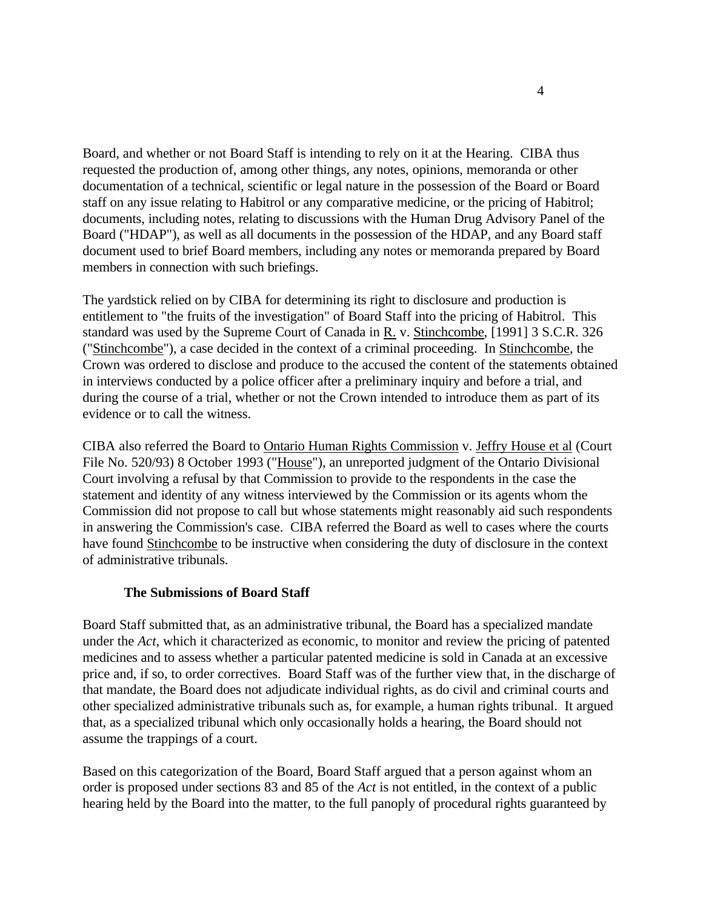Board, and whether or not Board Staff is intending to rely on it at the Hearing. CIBA thus requested the production of, among other things, any notes, opinions, memoranda or other documentation of a technical, scientific or legal nature in the possession of the Board or Board staff on any issue relating to Habitrol or any comparative medicine, or the pricing of Habitrol; documents, including notes, relating to discussions with the Human Drug Advisory Panel of the Board ("HDAP"), as well as all documents in the possession of the HDAP, and any Board staff document used to brief Board members, including any notes or memoranda prepared by Board members in connection with such briefings.

The yardstick relied on by CIBA for determining its right to disclosure and production is entitlement to "the fruits of the investigation" of Board Staff into the pricing of Habitrol. This standard was used by the Supreme Court of Canada in R. v. Stinchcombe, [1991] 3 S.C.R. 326 ("Stinchcombe"), a case decided in the context of a criminal proceeding. In Stinchcombe, the Crown was ordered to disclose and produce to the accused the content of the statements obtained in interviews conducted by a police officer after a preliminary inquiry and before a trial, and during the course of a trial, whether or not the Crown intended to introduce them as part of its evidence or to call the witness.

CIBA also referred the Board to Ontario Human Rights Commission v. Jeffry House et al (Court File No. 520/93) 8 October 1993 ("House"), an unreported judgment of the Ontario Divisional Court involving a refusal by that Commission to provide to the respondents in the case the statement and identity of any witness interviewed by the Commission or its agents whom the Commission did not propose to call but whose statements might reasonably aid such respondents in answering the Commission's case. CIBA referred the Board as well to cases where the courts have found Stinchcombe to be instructive when considering the duty of disclosure in the context of administrative tribunals.

**The Submissions of Board Staff**

Board Staff submitted that, as an administrative tribunal, the Board has a specialized mandate under the *Act*, which it characterized as economic, to monitor and review the pricing of patented medicines and to assess whether a particular patented medicine is sold in Canada at an excessive price and, if so, to order correctives. Board Staff was of the further view that, in the discharge of that mandate, the Board does not adjudicate individual rights, as do civil and criminal courts and other specialized administrative tribunals such as, for example, a human rights tribunal. It argued that, as a specialized tribunal which only occasionally holds a hearing, the Board should not assume the trappings of a court.

Based on this categorization of the Board, Board Staff argued that a person against whom an order is proposed under sections 83 and 85 of the *Act* is not entitled, in the context of a public hearing held by the Board into the matter, to the full panoply of procedural rights guaranteed by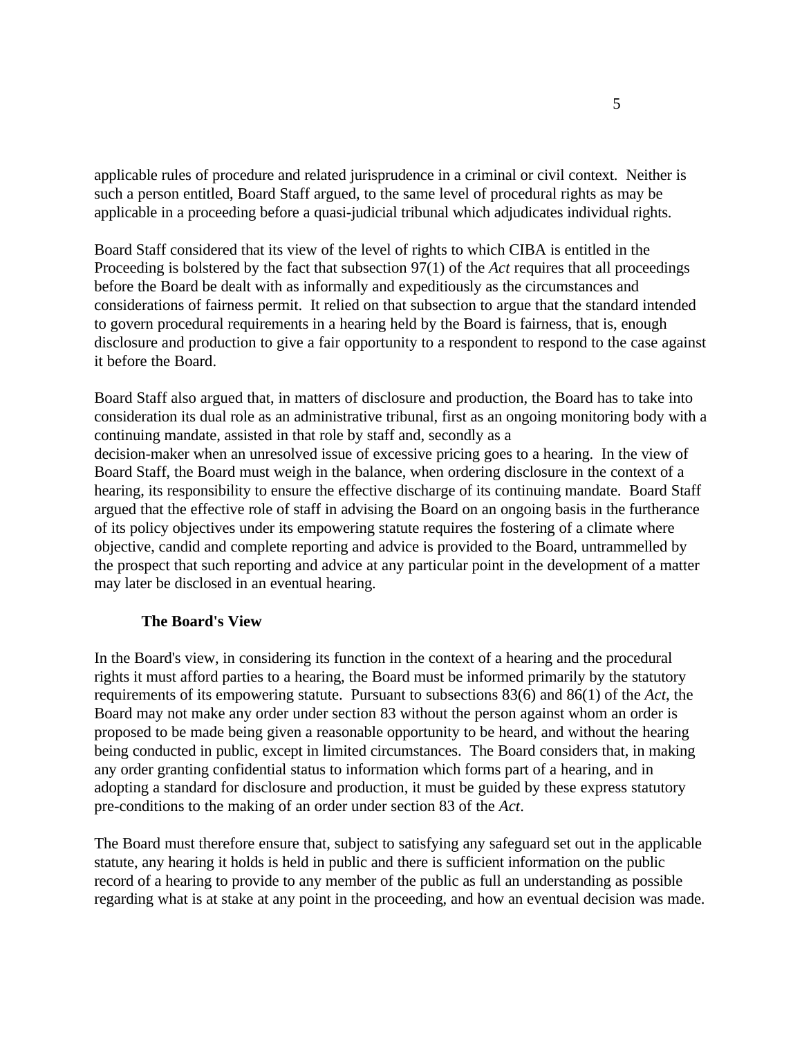applicable rules of procedure and related jurisprudence in a criminal or civil context. Neither is such a person entitled, Board Staff argued, to the same level of procedural rights as may be applicable in a proceeding before a quasi-judicial tribunal which adjudicates individual rights.

Board Staff considered that its view of the level of rights to which CIBA is entitled in the Proceeding is bolstered by the fact that subsection 97(1) of the *Act* requires that all proceedings before the Board be dealt with as informally and expeditiously as the circumstances and considerations of fairness permit. It relied on that subsection to argue that the standard intended to govern procedural requirements in a hearing held by the Board is fairness, that is, enough disclosure and production to give a fair opportunity to a respondent to respond to the case against it before the Board.

Board Staff also argued that, in matters of disclosure and production, the Board has to take into consideration its dual role as an administrative tribunal, first as an ongoing monitoring body with a continuing mandate, assisted in that role by staff and, secondly as a decision-maker when an unresolved issue of excessive pricing goes to a hearing. In the view of Board Staff, the Board must weigh in the balance, when ordering disclosure in the context of a hearing, its responsibility to ensure the effective discharge of its continuing mandate. Board Staff argued that the effective role of staff in advising the Board on an ongoing basis in the furtherance of its policy objectives under its empowering statute requires the fostering of a climate where objective, candid and complete reporting and advice is provided to the Board, untrammelled by the prospect that such reporting and advice at any particular point in the development of a matter may later be disclosed in an eventual hearing.

### The Board's View

In the Board's view, in considering its function in the context of a hearing and the procedural rights it must afford parties to a hearing, the Board must be informed primarily by the statutory requirements of its empowering statute. Pursuant to subsections 83(6) and 86(1) of the *Act*, the Board may not make any order under section 83 without the person against whom an order is proposed to be made being given a reasonable opportunity to be heard, and without the hearing being conducted in public, except in limited circumstances. The Board considers that, in making any order granting confidential status to information which forms part of a hearing, and in adopting a standard for disclosure and production, it must be guided by these express statutory pre-conditions to the making of an order under section 83 of the *Act*.

The Board must therefore ensure that, subject to satisfying any safeguard set out in the applicable statute, any hearing it holds is held in public and there is sufficient information on the public record of a hearing to provide to any member of the public as full an understanding as possible regarding what is at stake at any point in the proceeding, and how an eventual decision was made.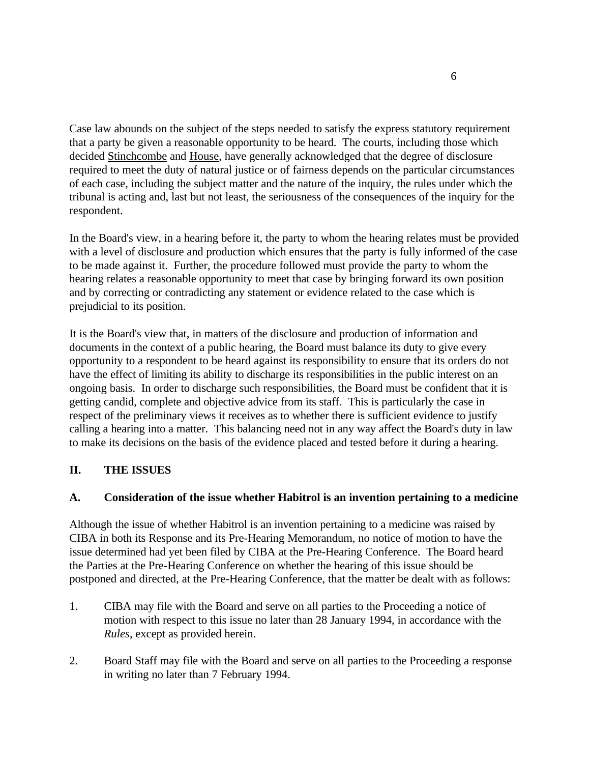Case law abounds on the subject of the steps needed to satisfy the express statutory requirement that a party be given a reasonable opportunity to be heard. The courts, including those which decided Stinchcombe and House, have generally acknowledged that the degree of disclosure required to meet the duty of natural justice or of fairness depends on the particular circumstances of each case, including the subject matter and the nature of the inquiry, the rules under which the tribunal is acting and, last but not least, the seriousness of the consequences of the inquiry for the respondent.

In the Board's view, in a hearing before it, the party to whom the hearing relates must be provided with a level of disclosure and production which ensures that the party is fully informed of the case to be made against it. Further, the procedure followed must provide the party to whom the hearing relates a reasonable opportunity to meet that case by bringing forward its own position and by correcting or contradicting any statement or evidence related to the case which is prejudicial to its position.

It is the Board's view that, in matters of the disclosure and production of information and documents in the context of a public hearing, the Board must balance its duty to give every opportunity to a respondent to be heard against its responsibility to ensure that its orders do not have the effect of limiting its ability to discharge its responsibilities in the public interest on an ongoing basis. In order to discharge such responsibilities, the Board must be confident that it is getting candid, complete and objective advice from its staff. This is particularly the case in respect of the preliminary views it receives as to whether there is sufficient evidence to justify calling a hearing into a matter. This balancing need not in any way affect the Board's duty in law to make its decisions on the basis of the evidence placed and tested before it during a hearing.

## II. THE ISSUES

### A. Consideration of the issue whether Habitrol is an invention pertaining to a medicine

Although the issue of whether Habitrol is an invention pertaining to a medicine was raised by CIBA in both its Response and its Pre-Hearing Memorandum, no notice of motion to have the issue determined had yet been filed by CIBA at the Pre-Hearing Conference. The Board heard the Parties at the Pre-Hearing Conference on whether the hearing of this issue should be postponed and directed, at the Pre-Hearing Conference, that the matter be dealt with as follows:

1. CIBA may file with the Board and serve on all parties to the Proceeding a notice of motion with respect to this issue no later than 28 January 1994, in accordance with the *Rules*, except as provided herein.

2. Board Staff may file with the Board and serve on all parties to the Proceeding a response in writing no later than 7 February 1994.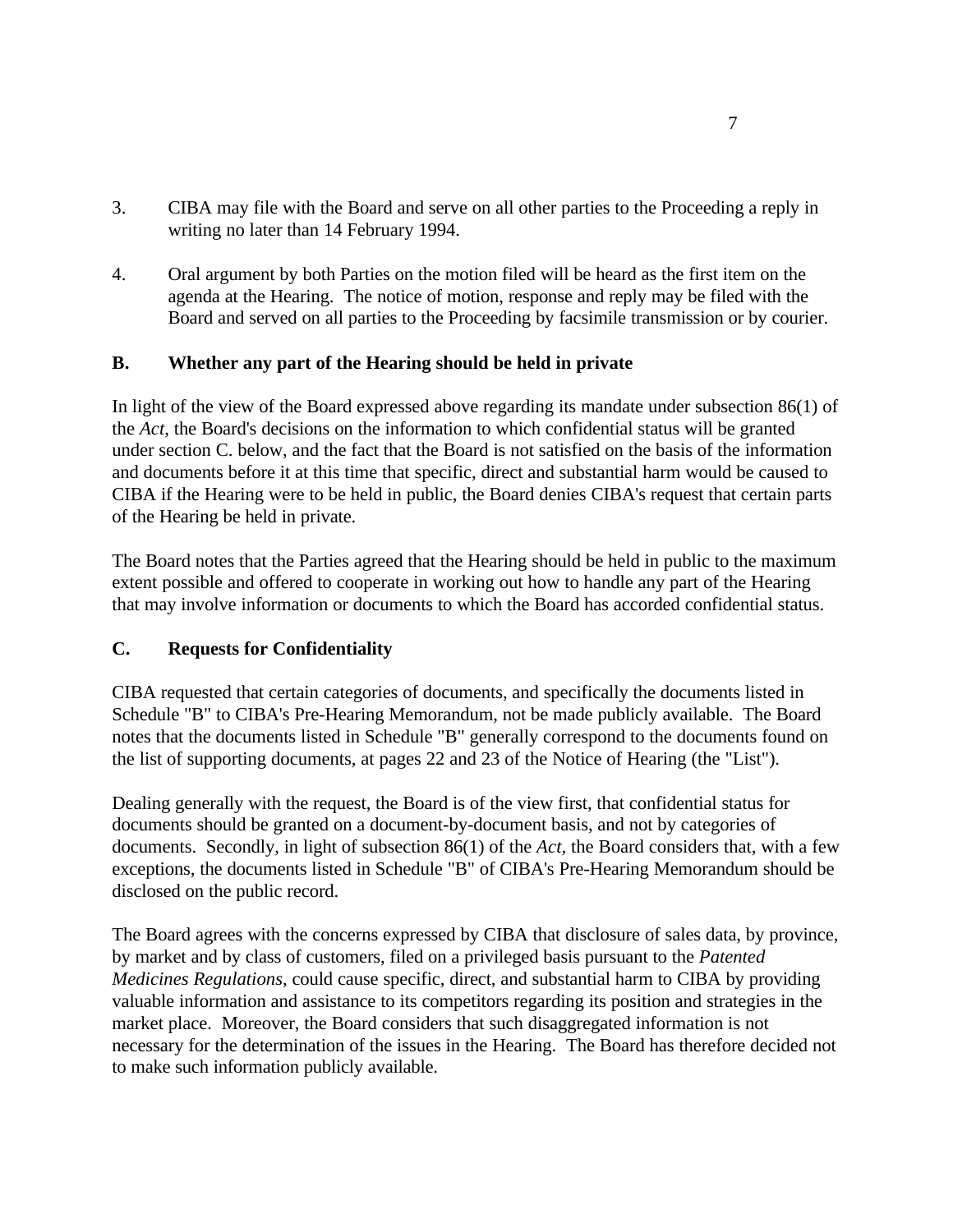3. CIBA may file with the Board and serve on all other parties to the Proceeding a reply in writing no later than 14 February 1994.

4. Oral argument by both Parties on the motion filed will be heard as the first item on the agenda at the Hearing. The notice of motion, response and reply may be filed with the Board and served on all parties to the Proceeding by facsimile transmission or by courier.

**B. Whether any part of the Hearing should be held in private**

In light of the view of the Board expressed above regarding its mandate under subsection 86(1) of the *Act*, the Board's decisions on the information to which confidential status will be granted under section C. below, and the fact that the Board is not satisfied on the basis of the information and documents before it at this time that specific, direct and substantial harm would be caused to CIBA if the Hearing were to be held in public, the Board denies CIBA's request that certain parts of the Hearing be held in private.

The Board notes that the Parties agreed that the Hearing should be held in public to the maximum extent possible and offered to cooperate in working out how to handle any part of the Hearing that may involve information or documents to which the Board has accorded confidential status.

**C. Requests for Confidentiality**

CIBA requested that certain categories of documents, and specifically the documents listed in Schedule "B" to CIBA's Pre-Hearing Memorandum, not be made publicly available. The Board notes that the documents listed in Schedule "B" generally correspond to the documents found on the list of supporting documents, at pages 22 and 23 of the Notice of Hearing (the "List").

Dealing generally with the request, the Board is of the view first, that confidential status for documents should be granted on a document-by-document basis, and not by categories of documents. Secondly, in light of subsection 86(1) of the *Act*, the Board considers that, with a few exceptions, the documents listed in Schedule "B" of CIBA's Pre-Hearing Memorandum should be disclosed on the public record.

The Board agrees with the concerns expressed by CIBA that disclosure of sales data, by province, by market and by class of customers, filed on a privileged basis pursuant to the *Patented Medicines Regulations*, could cause specific, direct, and substantial harm to CIBA by providing valuable information and assistance to its competitors regarding its position and strategies in the market place. Moreover, the Board considers that such disaggregated information is not necessary for the determination of the issues in the Hearing. The Board has therefore decided not to make such information publicly available.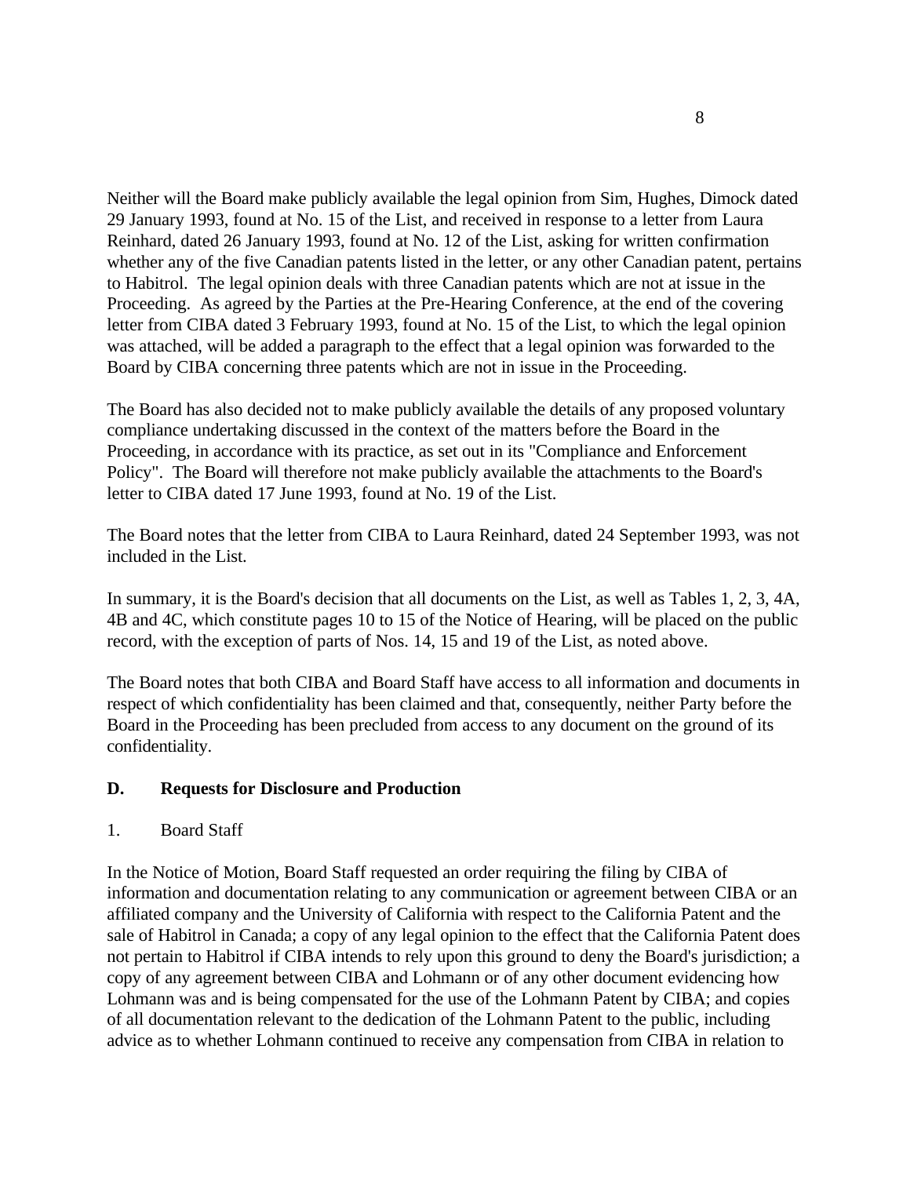Neither will the Board make publicly available the legal opinion from Sim, Hughes, Dimock dated 29 January 1993, found at No. 15 of the List, and received in response to a letter from Laura Reinhard, dated 26 January 1993, found at No. 12 of the List, asking for written confirmation whether any of the five Canadian patents listed in the letter, or any other Canadian patent, pertains to Habitrol. The legal opinion deals with three Canadian patents which are not at issue in the Proceeding. As agreed by the Parties at the Pre-Hearing Conference, at the end of the covering letter from CIBA dated 3 February 1993, found at No. 15 of the List, to which the legal opinion was attached, will be added a paragraph to the effect that a legal opinion was forwarded to the Board by CIBA concerning three patents which are not in issue in the Proceeding.

The Board has also decided not to make publicly available the details of any proposed voluntary compliance undertaking discussed in the context of the matters before the Board in the Proceeding, in accordance with its practice, as set out in its "Compliance and Enforcement Policy". The Board will therefore not make publicly available the attachments to the Board's letter to CIBA dated 17 June 1993, found at No. 19 of the List.

The Board notes that the letter from CIBA to Laura Reinhard, dated 24 September 1993, was not included in the List.

In summary, it is the Board's decision that all documents on the List, as well as Tables 1, 2, 3, 4A, 4B and 4C, which constitute pages 10 to 15 of the Notice of Hearing, will be placed on the public record, with the exception of parts of Nos. 14, 15 and 19 of the List, as noted above.

The Board notes that both CIBA and Board Staff have access to all information and documents in respect of which confidentiality has been claimed and that, consequently, neither Party before the Board in the Proceeding has been precluded from access to any document on the ground of its confidentiality.

## D. Requests for Disclosure and Production

### 1. Board Staff

In the Notice of Motion, Board Staff requested an order requiring the filing by CIBA of information and documentation relating to any communication or agreement between CIBA or an affiliated company and the University of California with respect to the California Patent and the sale of Habitrol in Canada; a copy of any legal opinion to the effect that the California Patent does not pertain to Habitrol if CIBA intends to rely upon this ground to deny the Board's jurisdiction; a copy of any agreement between CIBA and Lohmann or of any other document evidencing how Lohmann was and is being compensated for the use of the Lohmann Patent by CIBA; and copies of all documentation relevant to the dedication of the Lohmann Patent to the public, including advice as to whether Lohmann continued to receive any compensation from CIBA in relation to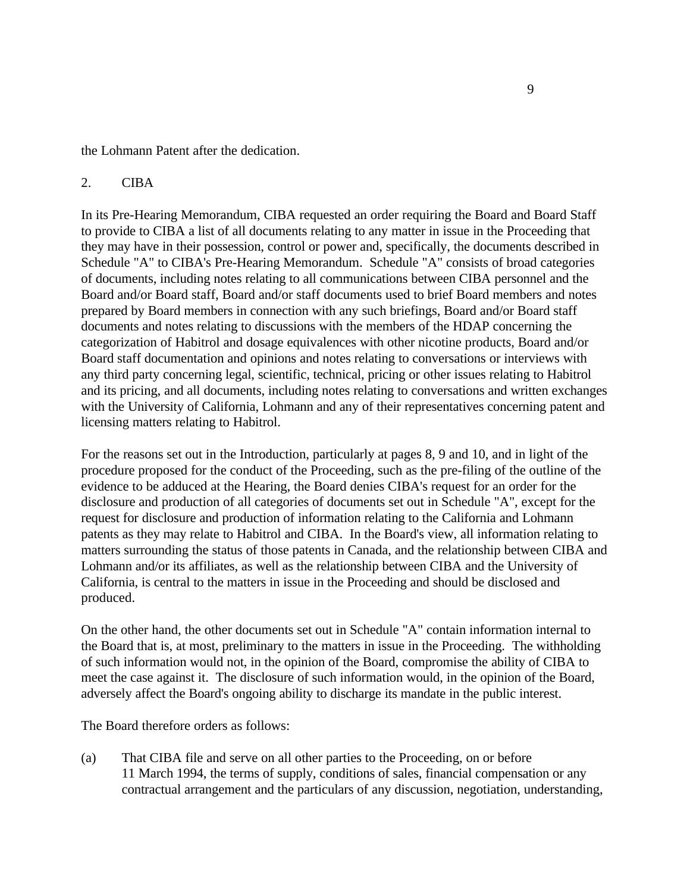the Lohmann Patent after the dedication.

2. CIBA

In its Pre-Hearing Memorandum, CIBA requested an order requiring the Board and Board Staff to provide to CIBA a list of all documents relating to any matter in issue in the Proceeding that they may have in their possession, control or power and, specifically, the documents described in Schedule "A" to CIBA's Pre-Hearing Memorandum. Schedule "A" consists of broad categories of documents, including notes relating to all communications between CIBA personnel and the Board and/or Board staff, Board and/or staff documents used to brief Board members and notes prepared by Board members in connection with any such briefings, Board and/or Board staff documents and notes relating to discussions with the members of the HDAP concerning the categorization of Habitrol and dosage equivalences with other nicotine products, Board and/or Board staff documentation and opinions and notes relating to conversations or interviews with any third party concerning legal, scientific, technical, pricing or other issues relating to Habitrol and its pricing, and all documents, including notes relating to conversations and written exchanges with the University of California, Lohmann and any of their representatives concerning patent and licensing matters relating to Habitrol.

For the reasons set out in the Introduction, particularly at pages 8, 9 and 10, and in light of the procedure proposed for the conduct of the Proceeding, such as the pre-filing of the outline of the evidence to be adduced at the Hearing, the Board denies CIBA's request for an order for the disclosure and production of all categories of documents set out in Schedule "A", except for the request for disclosure and production of information relating to the California and Lohmann patents as they may relate to Habitrol and CIBA. In the Board's view, all information relating to matters surrounding the status of those patents in Canada, and the relationship between CIBA and Lohmann and/or its affiliates, as well as the relationship between CIBA and the University of California, is central to the matters in issue in the Proceeding and should be disclosed and produced.

On the other hand, the other documents set out in Schedule "A" contain information internal to the Board that is, at most, preliminary to the matters in issue in the Proceeding. The withholding of such information would not, in the opinion of the Board, compromise the ability of CIBA to meet the case against it. The disclosure of such information would, in the opinion of the Board, adversely affect the Board's ongoing ability to discharge its mandate in the public interest.

The Board therefore orders as follows:

(a) That CIBA file and serve on all other parties to the Proceeding, on or before 11 March 1994, the terms of supply, conditions of sales, financial compensation or any contractual arrangement and the particulars of any discussion, negotiation, understanding,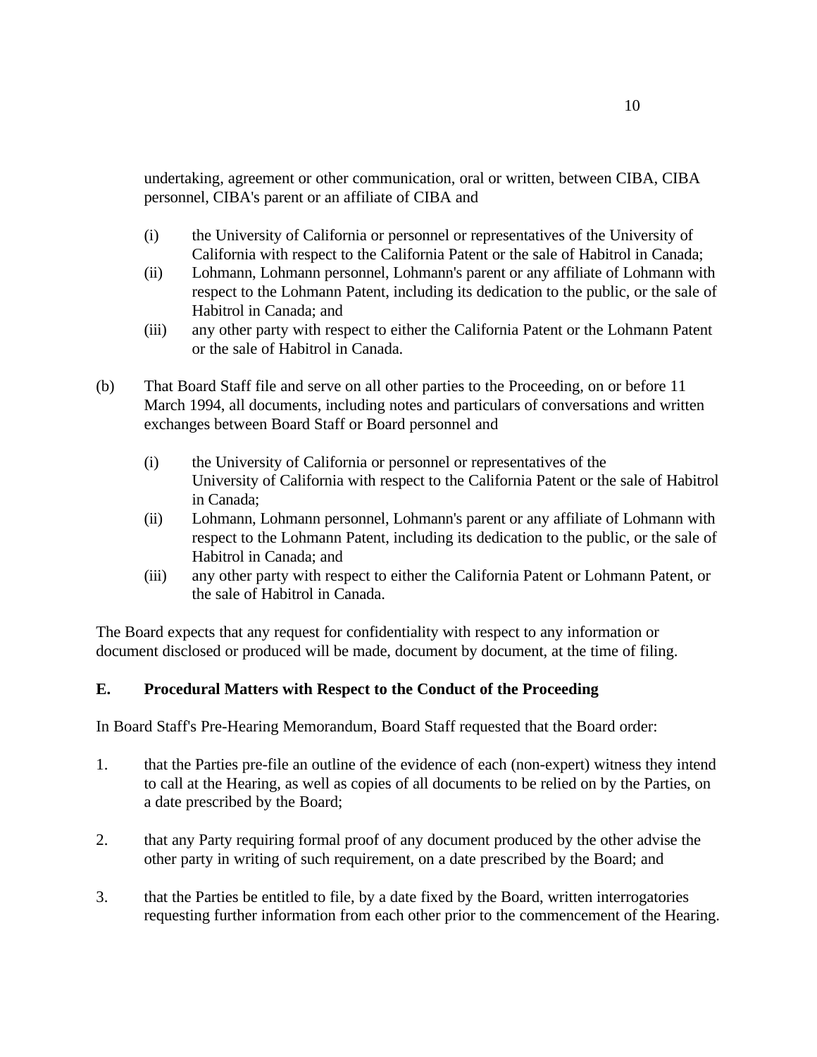undertaking, agreement or other communication, oral or written, between CIBA, CIBA personnel, CIBA's parent or an affiliate of CIBA and

(i) the University of California or personnel or representatives of the University of California with respect to the California Patent or the sale of Habitrol in Canada;
(ii) Lohmann, Lohmann personnel, Lohmann's parent or any affiliate of Lohmann with respect to the Lohmann Patent, including its dedication to the public, or the sale of Habitrol in Canada; and
(iii) any other party with respect to either the California Patent or the Lohmann Patent or the sale of Habitrol in Canada.

(b) That Board Staff file and serve on all other parties to the Proceeding, on or before 11 March 1994, all documents, including notes and particulars of conversations and written exchanges between Board Staff or Board personnel and

(i) the University of California or personnel or representatives of the University of California with respect to the California Patent or the sale of Habitrol in Canada;
(ii) Lohmann, Lohmann personnel, Lohmann's parent or any affiliate of Lohmann with respect to the Lohmann Patent, including its dedication to the public, or the sale of Habitrol in Canada; and
(iii) any other party with respect to either the California Patent or Lohmann Patent, or the sale of Habitrol in Canada.

The Board expects that any request for confidentiality with respect to any information or document disclosed or produced will be made, document by document, at the time of filing.

**E. Procedural Matters with Respect to the Conduct of the Proceeding**

In Board Staff's Pre-Hearing Memorandum, Board Staff requested that the Board order:

1. that the Parties pre-file an outline of the evidence of each (non-expert) witness they intend to call at the Hearing, as well as copies of all documents to be relied on by the Parties, on a date prescribed by the Board;

2. that any Party requiring formal proof of any document produced by the other advise the other party in writing of such requirement, on a date prescribed by the Board; and

3. that the Parties be entitled to file, by a date fixed by the Board, written interrogatories requesting further information from each other prior to the commencement of the Hearing.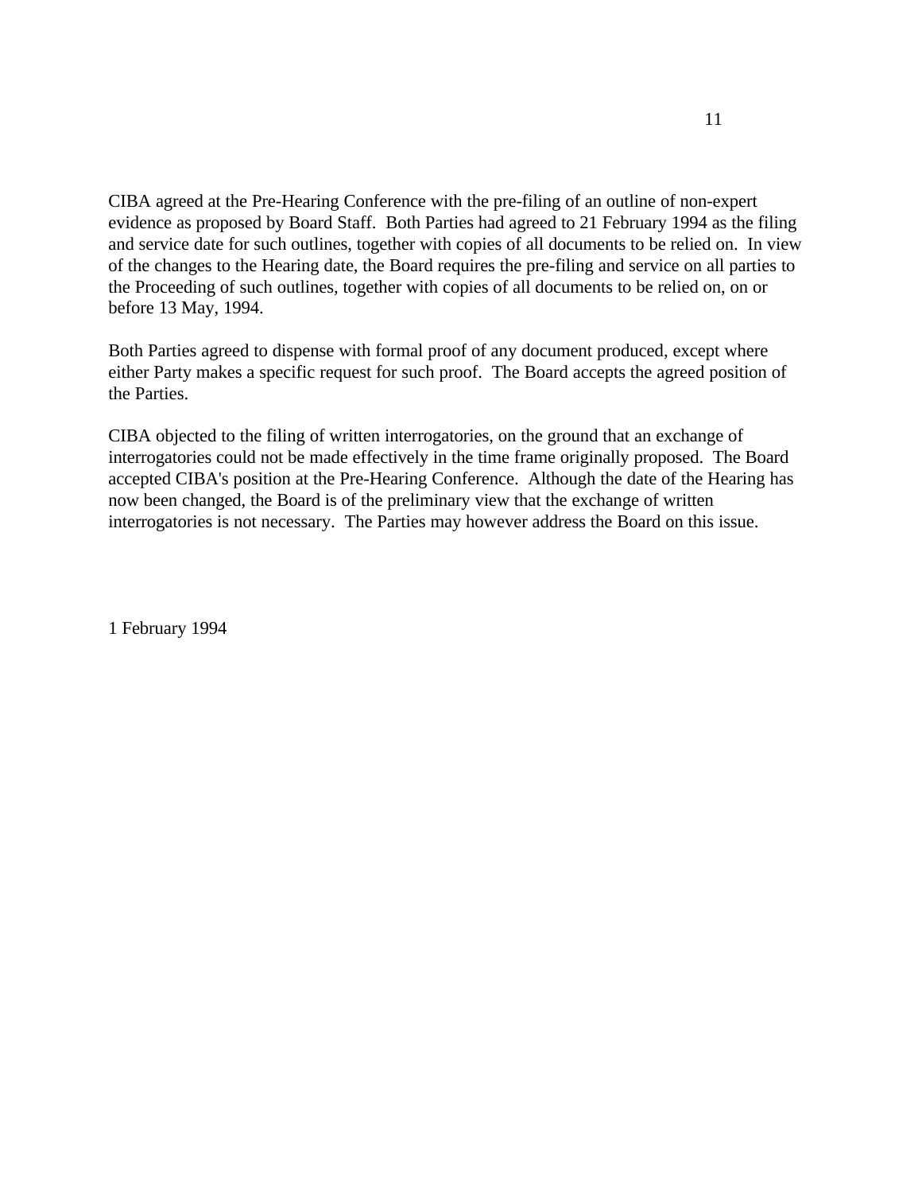CIBA agreed at the Pre-Hearing Conference with the pre-filing of an outline of non-expert evidence as proposed by Board Staff. Both Parties had agreed to 21 February 1994 as the filing and service date for such outlines, together with copies of all documents to be relied on. In view of the changes to the Hearing date, the Board requires the pre-filing and service on all parties to the Proceeding of such outlines, together with copies of all documents to be relied on, on or before 13 May, 1994.

Both Parties agreed to dispense with formal proof of any document produced, except where either Party makes a specific request for such proof. The Board accepts the agreed position of the Parties.

CIBA objected to the filing of written interrogatories, on the ground that an exchange of interrogatories could not be made effectively in the time frame originally proposed. The Board accepted CIBA's position at the Pre-Hearing Conference. Although the date of the Hearing has now been changed, the Board is of the preliminary view that the exchange of written interrogatories is not necessary. The Parties may however address the Board on this issue.

1 February 1994